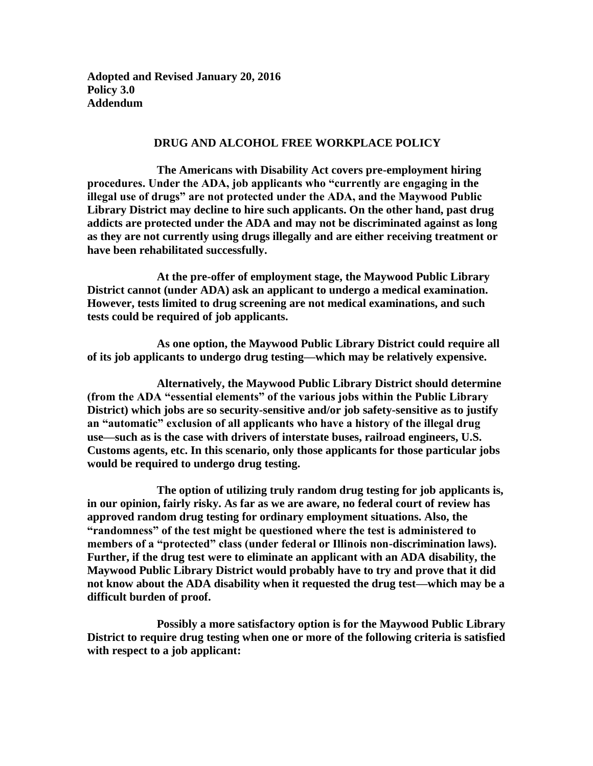**Adopted and Revised January 20, 2016**
**Policy 3.0**
**Addendum**

## DRUG AND ALCOHOL FREE WORKPLACE POLICY

**The Americans with Disability Act covers pre-employment hiring procedures. Under the ADA, job applicants who "currently are engaging in the illegal use of drugs" are not protected under the ADA, and the Maywood Public Library District may decline to hire such applicants. On the other hand, past drug addicts are protected under the ADA and may not be discriminated against as long as they are not currently using drugs illegally and are either receiving treatment or have been rehabilitated successfully.**

**At the pre-offer of employment stage, the Maywood Public Library District cannot (under ADA) ask an applicant to undergo a medical examination. However, tests limited to drug screening are not medical examinations, and such tests could be required of job applicants.**

**As one option, the Maywood Public Library District could require all of its job applicants to undergo drug testing—which may be relatively expensive.**

**Alternatively, the Maywood Public Library District should determine (from the ADA "essential elements" of the various jobs within the Public Library District) which jobs are so security-sensitive and/or job safety-sensitive as to justify an "automatic" exclusion of all applicants who have a history of the illegal drug use—such as is the case with drivers of interstate buses, railroad engineers, U.S. Customs agents, etc. In this scenario, only those applicants for those particular jobs would be required to undergo drug testing.**

**The option of utilizing truly random drug testing for job applicants is, in our opinion, fairly risky. As far as we are aware, no federal court of review has approved random drug testing for ordinary employment situations. Also, the "randomness" of the test might be questioned where the test is administered to members of a "protected" class (under federal or Illinois non-discrimination laws). Further, if the drug test were to eliminate an applicant with an ADA disability, the Maywood Public Library District would probably have to try and prove that it did not know about the ADA disability when it requested the drug test—which may be a difficult burden of proof.**

**Possibly a more satisfactory option is for the Maywood Public Library District to require drug testing when one or more of the following criteria is satisfied with respect to a job applicant:**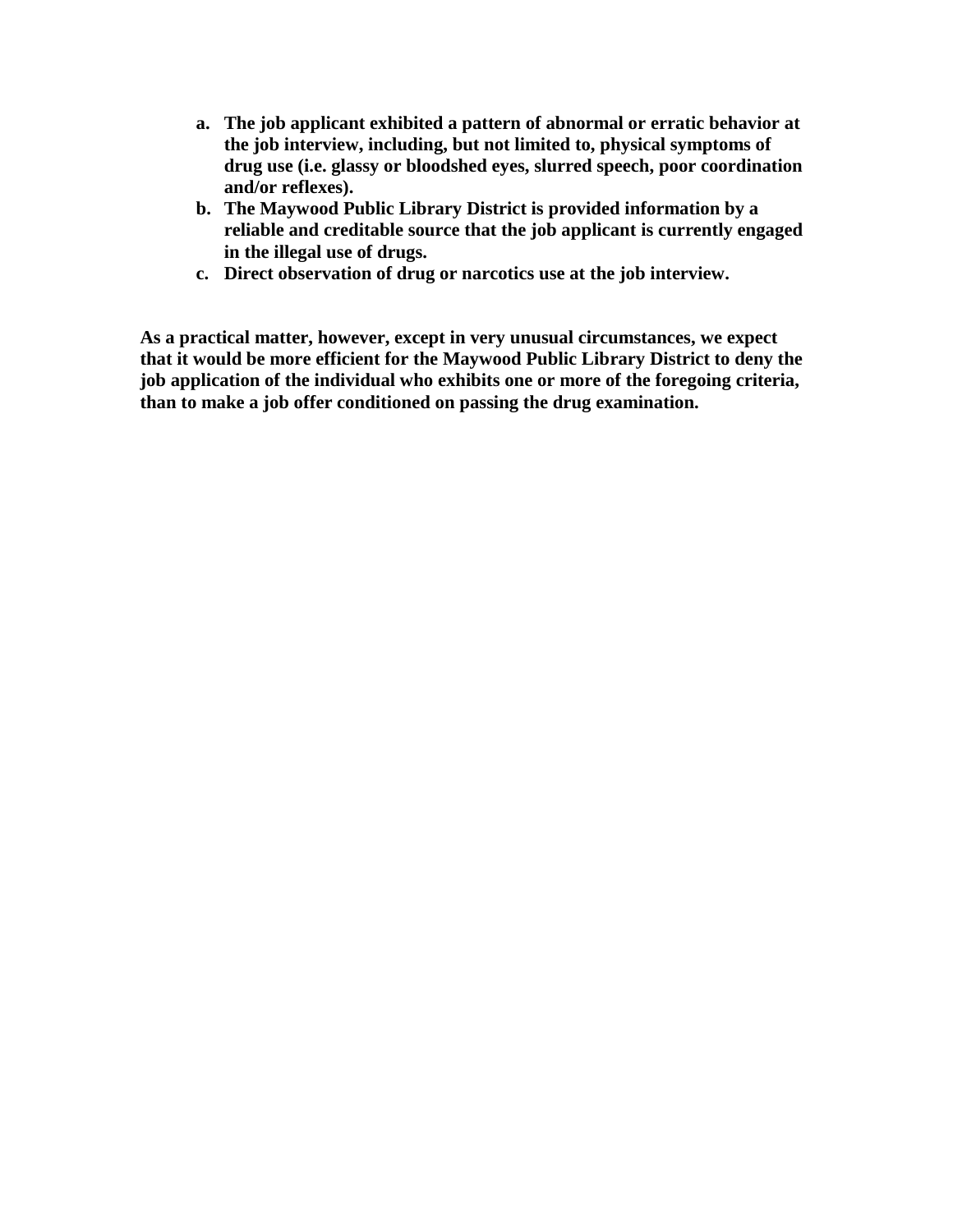a. **The job applicant exhibited a pattern of abnormal or erratic behavior at the job interview, including, but not limited to, physical symptoms of drug use (i.e. glassy or bloodshed eyes, slurred speech, poor coordination and/or reflexes).**
b. **The Maywood Public Library District is provided information by a reliable and creditable source that the job applicant is currently engaged in the illegal use of drugs.**
c. **Direct observation of drug or narcotics use at the job interview.**

**As a practical matter, however, except in very unusual circumstances, we expect that it would be more efficient for the Maywood Public Library District to deny the job application of the individual who exhibits one or more of the foregoing criteria, than to make a job offer conditioned on passing the drug examination.**